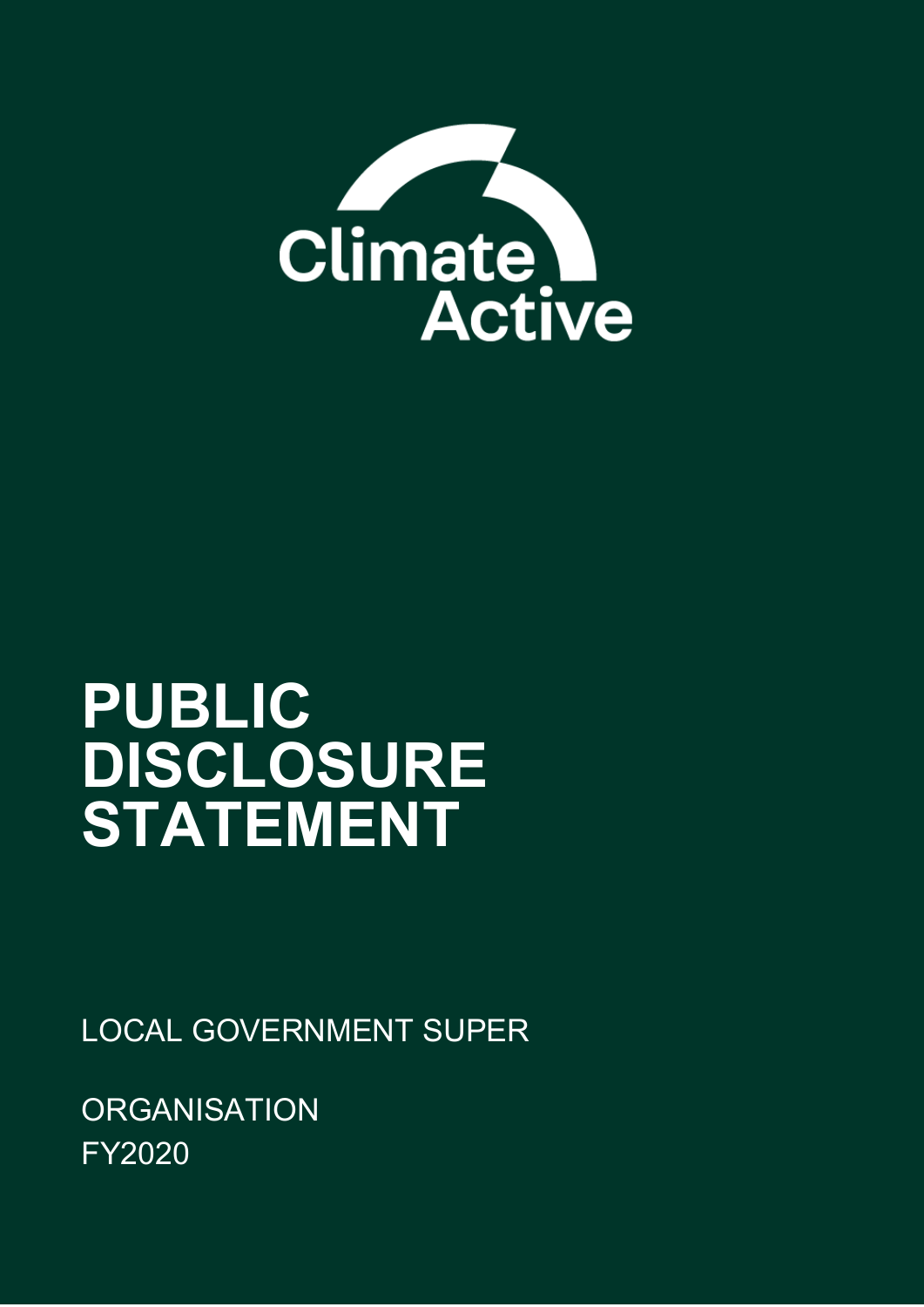Climate Active

# PUBLIC DISCLOSURE STATEMENT

LOCAL GOVERNMENT SUPER

ORGANISATION
FY2020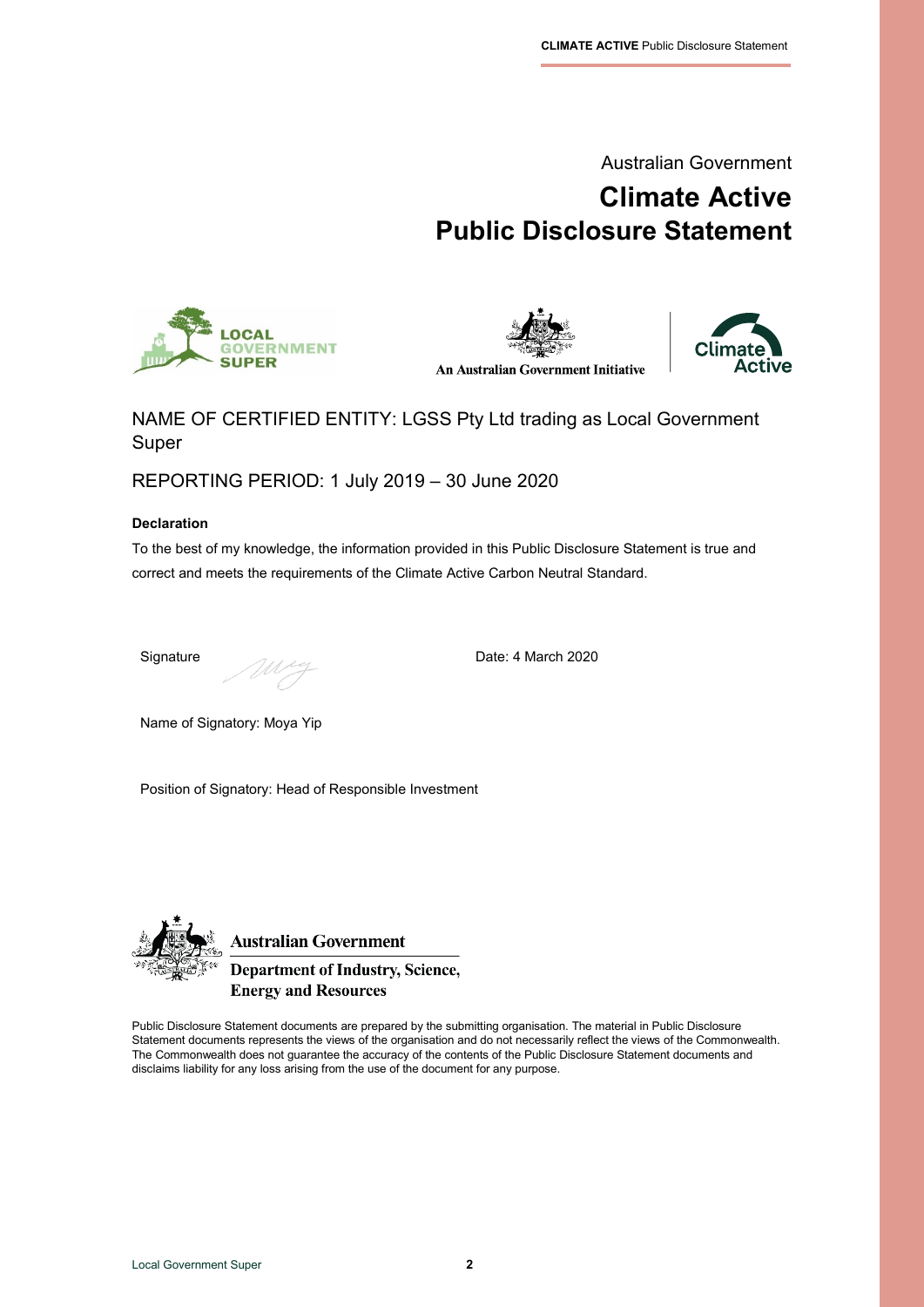Australian Government

# Climate Active Public Disclosure Statement

An Australian Government Initiative

NAME OF CERTIFIED ENTITY: LGSS Pty Ltd trading as Local Government Super

REPORTING PERIOD: 1 July 2019 – 30 June 2020

**Declaration**

To the best of my knowledge, the information provided in this Public Disclosure Statement is true and correct and meets the requirements of the Climate Active Carbon Neutral Standard.

Signature

Date: 4 March 2020

Name of Signatory: Moya Yip

Position of Signatory: Head of Responsible Investment

Australian Government
Department of Industry, Science, Energy and Resources

Public Disclosure Statement documents are prepared by the submitting organisation. The material in Public Disclosure Statement documents represents the views of the organisation and do not necessarily reflect the views of the Commonwealth. The Commonwealth does not guarantee the accuracy of the contents of the Public Disclosure Statement documents and disclaims liability for any loss arising from the use of the document for any purpose.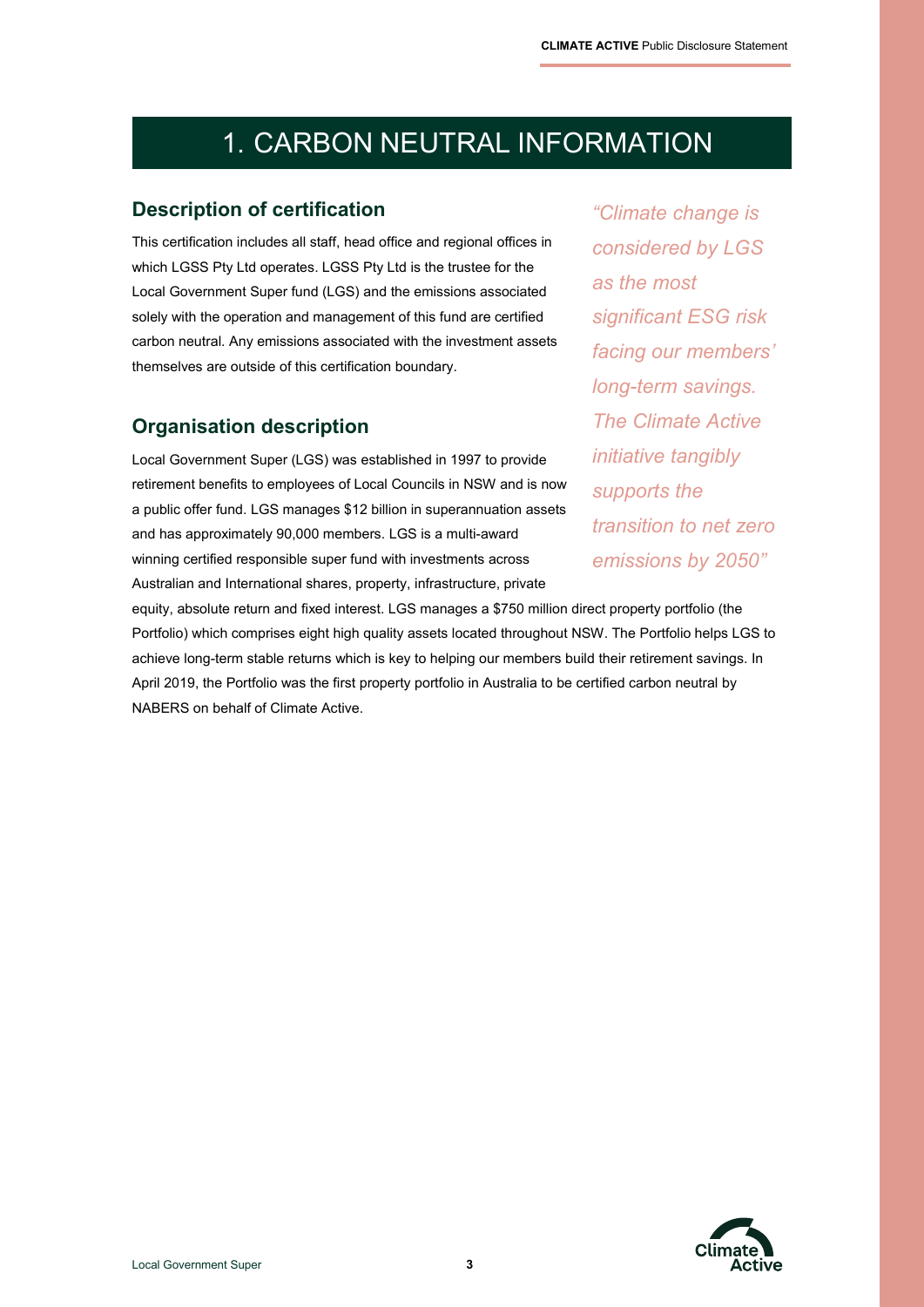# 1. CARBON NEUTRAL INFORMATION

## Description of certification

This certification includes all staff, head office and regional offices in which LGSS Pty Ltd operates. LGSS Pty Ltd is the trustee for the Local Government Super fund (LGS) and the emissions associated solely with the operation and management of this fund are certified carbon neutral. Any emissions associated with the investment assets themselves are outside of this certification boundary.

*"Climate change is considered by LGS as the most significant ESG risk facing our members' long-term savings. The Climate Active initiative tangibly supports the transition to net zero emissions by 2050"*

## Organisation description

Local Government Super (LGS) was established in 1997 to provide retirement benefits to employees of Local Councils in NSW and is now a public offer fund. LGS manages $12 billion in superannuation assets and has approximately 90,000 members. LGS is a multi-award winning certified responsible super fund with investments across Australian and International shares, property, infrastructure, private equity, absolute return and fixed interest. LGS manages a $750 million direct property portfolio (the Portfolio) which comprises eight high quality assets located throughout NSW. The Portfolio helps LGS to achieve long-term stable returns which is key to helping our members build their retirement savings. In April 2019, the Portfolio was the first property portfolio in Australia to be certified carbon neutral by NABERS on behalf of Climate Active.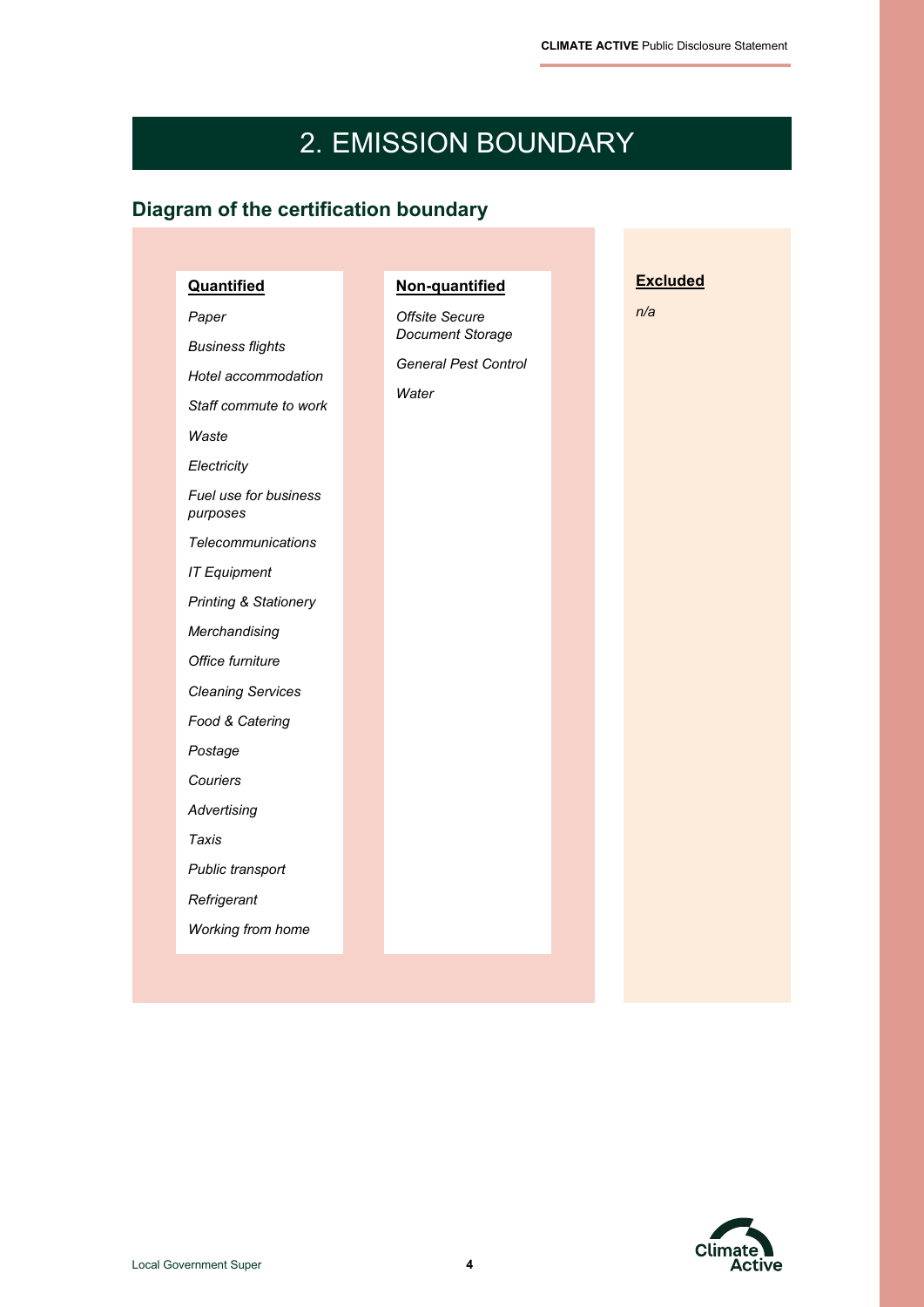# 2. EMISSION BOUNDARY

## Diagram of the certification boundary

**Quantified**

*Paper*

*Business flights*

*Hotel accommodation*

*Staff commute to work*

*Waste*

*Electricity*

*Fuel use for business purposes*

*Telecommunications*

*IT Equipment*

*Printing & Stationery*

*Merchandising*

*Office furniture*

*Cleaning Services*

*Food & Catering*

*Postage*

*Couriers*

*Advertising*

*Taxis*

*Public transport*

*Refrigerant*

*Working from home*

**Non-quantified**

*Offsite Secure Document Storage*

*General Pest Control*

*Water*

**Excluded**

*n/a*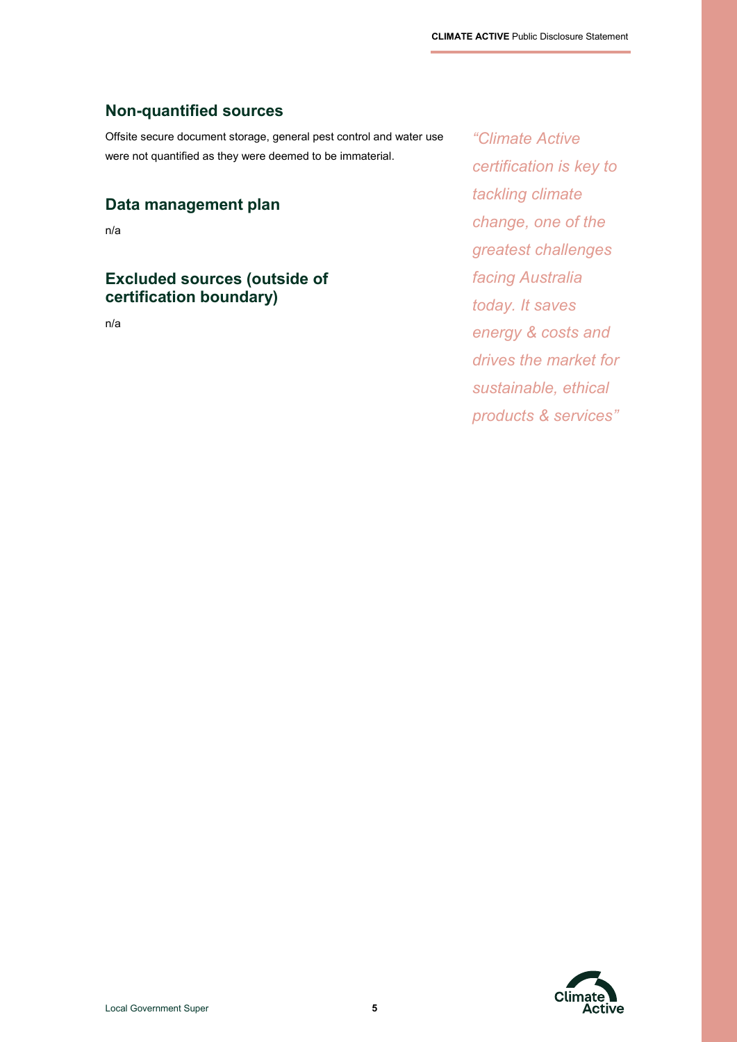## Non-quantified sources

Offsite secure document storage, general pest control and water use were not quantified as they were deemed to be immaterial.

## Data management plan

n/a

## Excluded sources (outside of certification boundary)

n/a

*"Climate Active certification is key to tackling climate change, one of the greatest challenges facing Australia today. It saves energy & costs and drives the market for sustainable, ethical products & services"*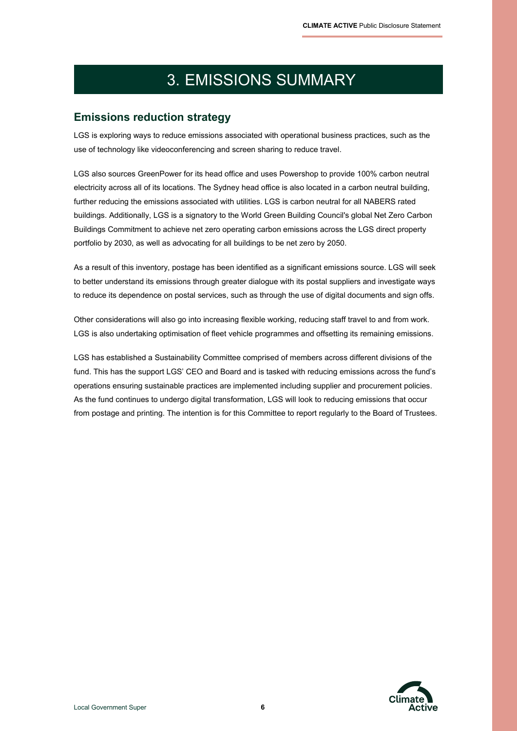# 3. EMISSIONS SUMMARY

## Emissions reduction strategy

LGS is exploring ways to reduce emissions associated with operational business practices, such as the use of technology like videoconferencing and screen sharing to reduce travel.

LGS also sources GreenPower for its head office and uses Powershop to provide 100% carbon neutral electricity across all of its locations. The Sydney head office is also located in a carbon neutral building, further reducing the emissions associated with utilities. LGS is carbon neutral for all NABERS rated buildings. Additionally, LGS is a signatory to the World Green Building Council's global Net Zero Carbon Buildings Commitment to achieve net zero operating carbon emissions across the LGS direct property portfolio by 2030, as well as advocating for all buildings to be net zero by 2050.

As a result of this inventory, postage has been identified as a significant emissions source. LGS will seek to better understand its emissions through greater dialogue with its postal suppliers and investigate ways to reduce its dependence on postal services, such as through the use of digital documents and sign offs.

Other considerations will also go into increasing flexible working, reducing staff travel to and from work. LGS is also undertaking optimisation of fleet vehicle programmes and offsetting its remaining emissions.

LGS has established a Sustainability Committee comprised of members across different divisions of the fund. This has the support LGS' CEO and Board and is tasked with reducing emissions across the fund's operations ensuring sustainable practices are implemented including supplier and procurement policies. As the fund continues to undergo digital transformation, LGS will look to reducing emissions that occur from postage and printing. The intention is for this Committee to report regularly to the Board of Trustees.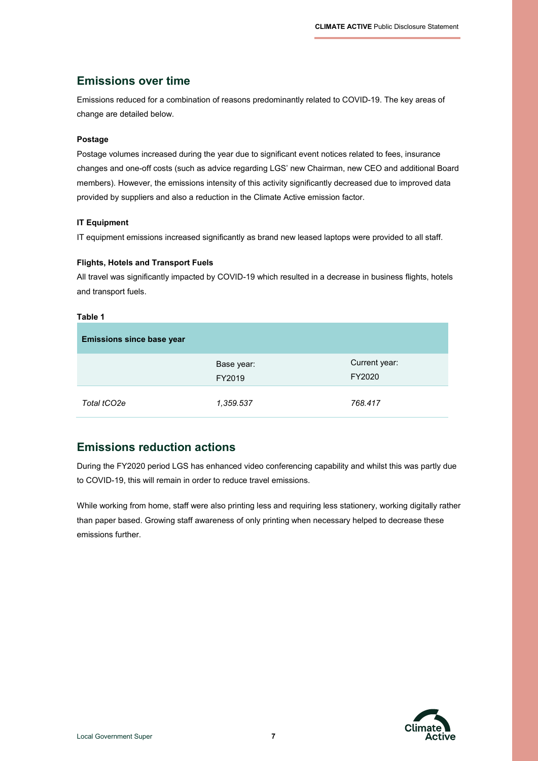## Emissions over time

Emissions reduced for a combination of reasons predominantly related to COVID-19. The key areas of change are detailed below.

**Postage**

Postage volumes increased during the year due to significant event notices related to fees, insurance changes and one-off costs (such as advice regarding LGS' new Chairman, new CEO and additional Board members). However, the emissions intensity of this activity significantly decreased due to improved data provided by suppliers and also a reduction in the Climate Active emission factor.

**IT Equipment**

IT equipment emissions increased significantly as brand new leased laptops were provided to all staff.

**Flights, Hotels and Transport Fuels**

All travel was significantly impacted by COVID-19 which resulted in a decrease in business flights, hotels and transport fuels.

**Table 1**

| **Emissions since base year** | | |
|---|---|---|
| | Base year: FY2019 | Current year: FY2020 |
| *Total tCO2e* | *1,359.537* | *768.417* |

## Emissions reduction actions

During the FY2020 period LGS has enhanced video conferencing capability and whilst this was partly due to COVID-19, this will remain in order to reduce travel emissions.

While working from home, staff were also printing less and requiring less stationery, working digitally rather than paper based. Growing staff awareness of only printing when necessary helped to decrease these emissions further.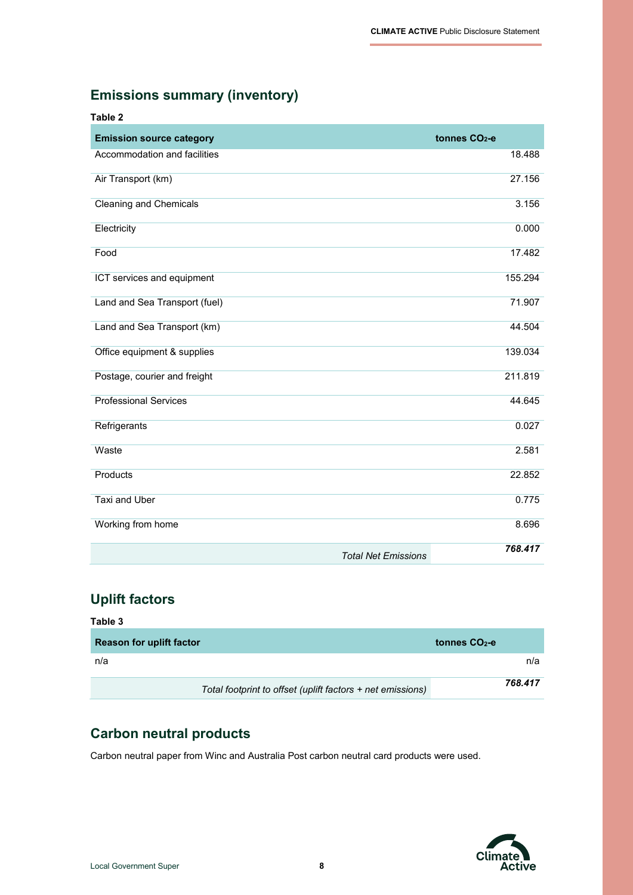## Emissions summary (inventory)

**Table 2**

| Emission source category | tonnes $CO_2$-e |
|---|---|
| Accommodation and facilities | 18.488 |
| Air Transport (km) | 27.156 |
| Cleaning and Chemicals | 3.156 |
| Electricity | 0.000 |
| Food | 17.482 |
| ICT services and equipment | 155.294 |
| Land and Sea Transport (fuel) | 71.907 |
| Land and Sea Transport (km) | 44.504 |
| Office equipment & supplies | 139.034 |
| Postage, courier and freight | 211.819 |
| Professional Services | 44.645 |
| Refrigerants | 0.027 |
| Waste | 2.581 |
| Products | 22.852 |
| Taxi and Uber | 0.775 |
| Working from home | 8.696 |
| *Total Net Emissions* | ***768.417*** |

## Uplift factors

**Table 3**

| Reason for uplift factor | tonnes $CO_2$-e |
|---|---|
| n/a | n/a |
| *Total footprint to offset (uplift factors + net emissions)* | ***768.417*** |

## Carbon neutral products

Carbon neutral paper from Winc and Australia Post carbon neutral card products were used.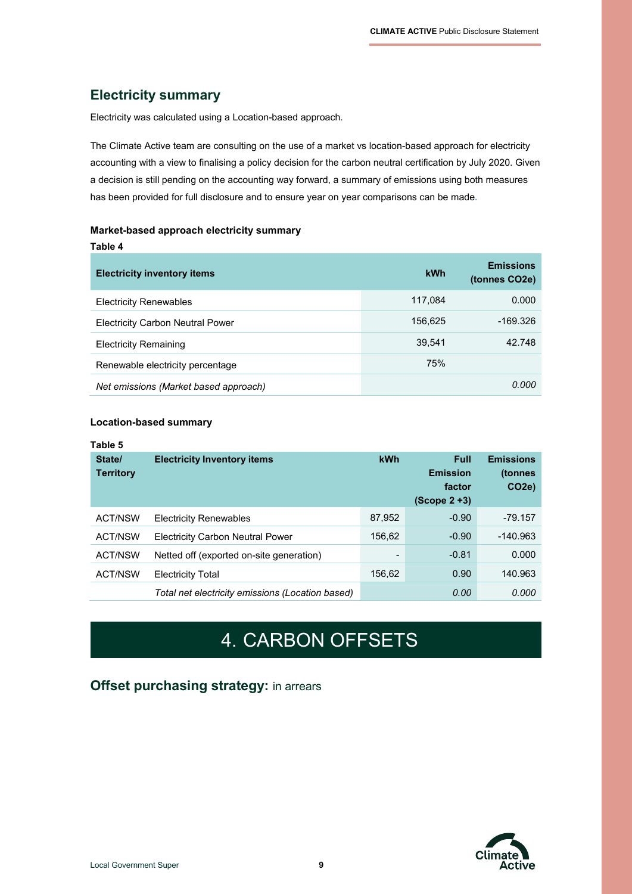## Electricity summary

Electricity was calculated using a Location-based approach.

The Climate Active team are consulting on the use of a market vs location-based approach for electricity accounting with a view to finalising a policy decision for the carbon neutral certification by July 2020. Given a decision is still pending on the accounting way forward, a summary of emissions using both measures has been provided for full disclosure and to ensure year on year comparisons can be made.

**Market-based approach electricity summary**

**Table 4**

| Electricity inventory items | kWh | Emissions (tonnes CO2e) |
|---|---|---|
| Electricity Renewables | 117,084 | 0.000 |
| Electricity Carbon Neutral Power | 156,625 | -169.326 |
| Electricity Remaining | 39,541 | 42.748 |
| Renewable electricity percentage | 75% | |
| *Net emissions (Market based approach)* | | *0.000* |

**Location-based summary**

**Table 5**

| State/ Territory | Electricity Inventory items | kWh | Full Emission factor (Scope 2 +3) | Emissions (tonnes CO2e) |
|---|---|---|---|---|
| ACT/NSW | Electricity Renewables | 87,952 | -0.90 | -79.157 |
| ACT/NSW | Electricity Carbon Neutral Power | 156,62 | -0.90 | -140.963 |
| ACT/NSW | Netted off (exported on-site generation) | - | -0.81 | 0.000 |
| ACT/NSW | Electricity Total | 156,62 | 0.90 | 140.963 |
| | *Total net electricity emissions (Location based)* | | *0.00* | *0.000* |

# 4. CARBON OFFSETS

## Offset purchasing strategy: in arrears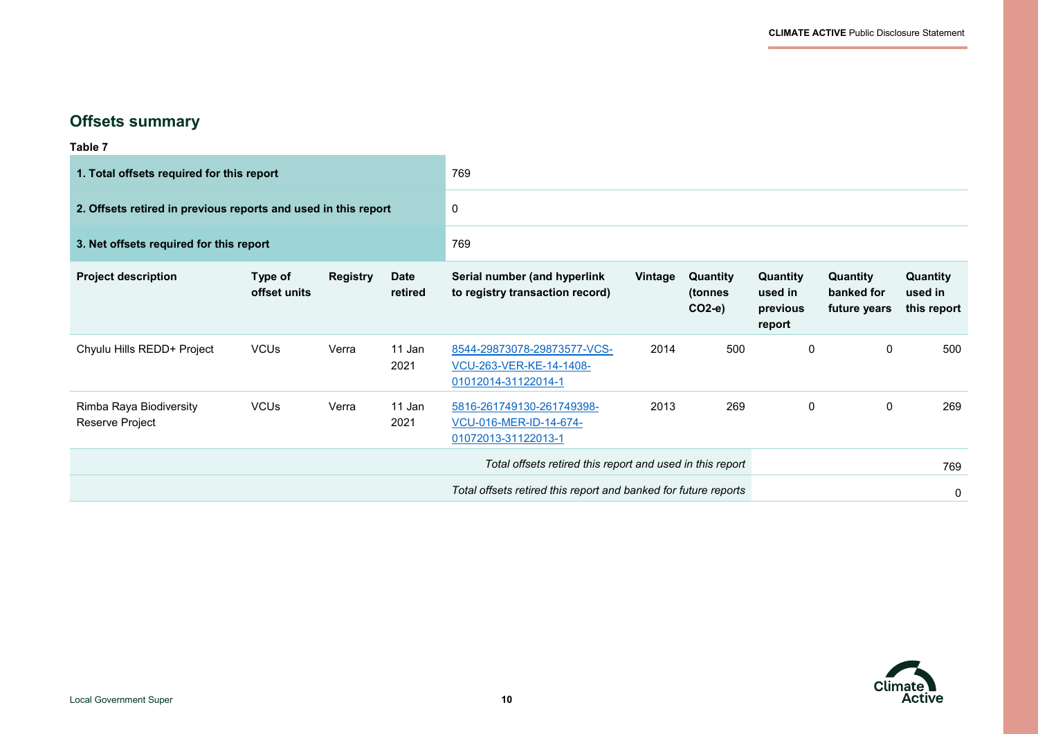## Offsets summary

**Table 7**

| **1. Total offsets required for this report** | | | | 769 | | | | | |
|---|---|---|---|---|---|---|---|---|---|
| **2. Offsets retired in previous reports and used in this report** | | | | 0 | | | | | |
| **3. Net offsets required for this report** | | | | 769 | | | | | |
| **Project description** | **Type of offset units** | **Registry** | **Date retired** | **Serial number (and hyperlink to registry transaction record)** | **Vintage** | **Quantity (tonnes CO2-e)** | **Quantity used in previous report** | **Quantity banked for future years** | **Quantity used in this report** |
| Chyulu Hills REDD+ Project | VCUs | Verra | 11 Jan 2021 | 8544-29873078-29873577-VCS-VCU-263-VER-KE-14-1408-01012014-31122014-1 | 2014 | 500 | 0 | 0 | 500 |
| Rimba Raya Biodiversity Reserve Project | VCUs | Verra | 11 Jan 2021 | 5816-261749130-261749398-VCU-016-MER-ID-14-674-01072013-31122013-1 | 2013 | 269 | 0 | 0 | 269 |
| | | | | | | *Total offsets retired this report and used in this report* | | | 769 |
| | | | | | | *Total offsets retired this report and banked for future reports* | | | 0 |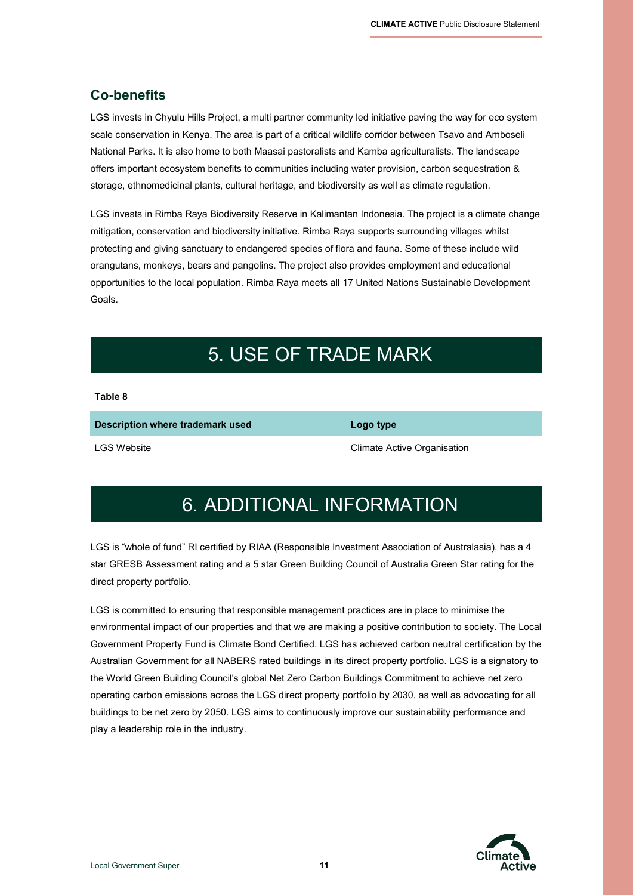## Co-benefits

LGS invests in Chyulu Hills Project, a multi partner community led initiative paving the way for eco system scale conservation in Kenya. The area is part of a critical wildlife corridor between Tsavo and Amboseli National Parks. It is also home to both Maasai pastoralists and Kamba agriculturalists. The landscape offers important ecosystem benefits to communities including water provision, carbon sequestration & storage, ethnomedicinal plants, cultural heritage, and biodiversity as well as climate regulation.

LGS invests in Rimba Raya Biodiversity Reserve in Kalimantan Indonesia. The project is a climate change mitigation, conservation and biodiversity initiative. Rimba Raya supports surrounding villages whilst protecting and giving sanctuary to endangered species of flora and fauna. Some of these include wild orangutans, monkeys, bears and pangolins. The project also provides employment and educational opportunities to the local population. Rimba Raya meets all 17 United Nations Sustainable Development Goals.

# 5. USE OF TRADE MARK

**Table 8**

| Description where trademark used | Logo type |
|---|---|
| LGS Website | Climate Active Organisation |

# 6. ADDITIONAL INFORMATION

LGS is "whole of fund" RI certified by RIAA (Responsible Investment Association of Australasia), has a 4 star GRESB Assessment rating and a 5 star Green Building Council of Australia Green Star rating for the direct property portfolio.

LGS is committed to ensuring that responsible management practices are in place to minimise the environmental impact of our properties and that we are making a positive contribution to society. The Local Government Property Fund is Climate Bond Certified. LGS has achieved carbon neutral certification by the Australian Government for all NABERS rated buildings in its direct property portfolio. LGS is a signatory to the World Green Building Council's global Net Zero Carbon Buildings Commitment to achieve net zero operating carbon emissions across the LGS direct property portfolio by 2030, as well as advocating for all buildings to be net zero by 2050. LGS aims to continuously improve our sustainability performance and play a leadership role in the industry.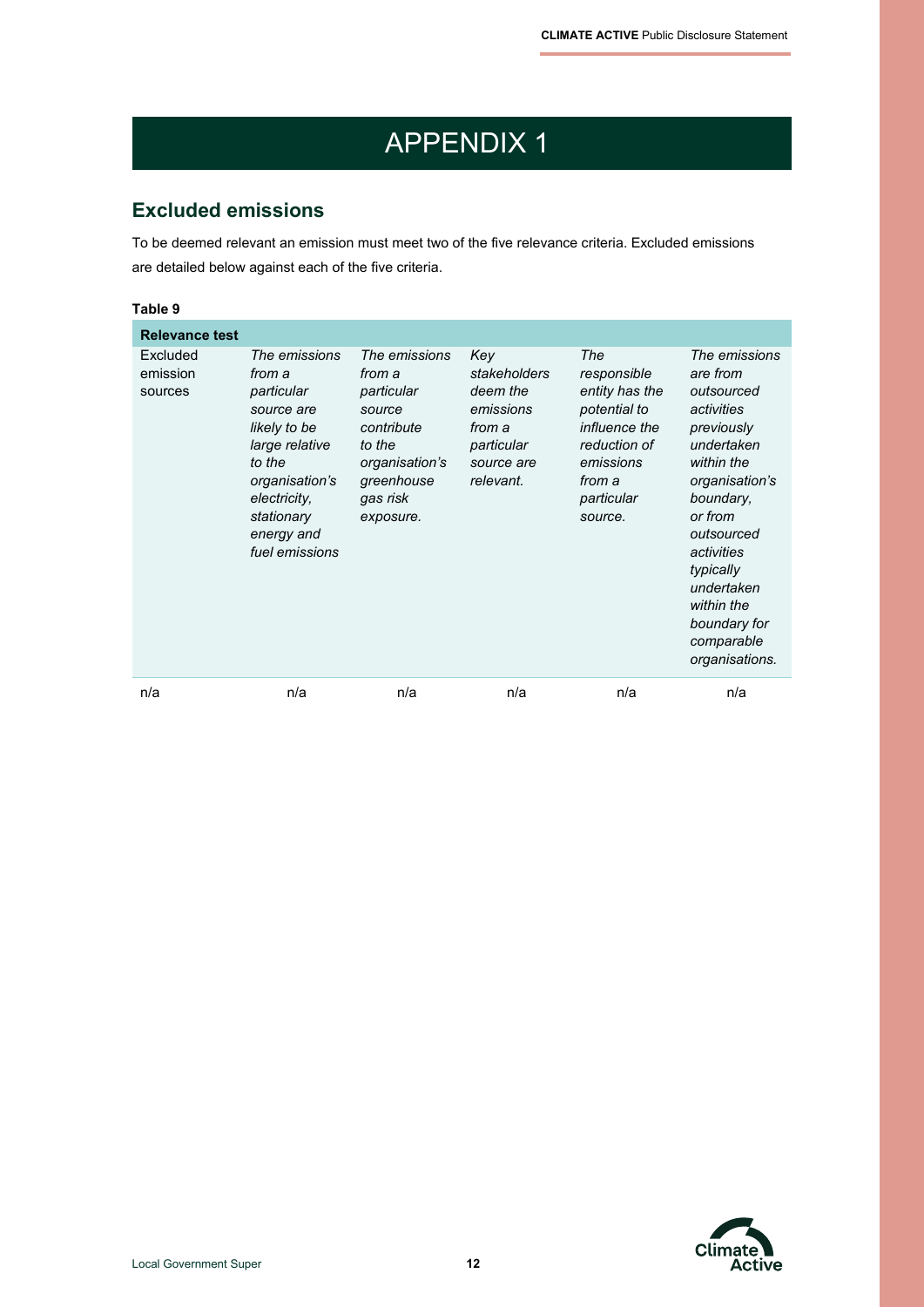# APPENDIX 1

## Excluded emissions

To be deemed relevant an emission must meet two of the five relevance criteria. Excluded emissions are detailed below against each of the five criteria.

**Table 9**

| **Relevance test** | | | | | |
|---|---|---|---|---|---|
| Excluded emission sources | *The emissions from a particular source are likely to be large relative to the organisation's electricity, stationary energy and fuel emissions* | *The emissions from a particular source contribute to the organisation's greenhouse gas risk exposure.* | *Key stakeholders deem the emissions from a particular source are relevant.* | *The responsible entity has the potential to influence the reduction of emissions from a particular source.* | *The emissions are from outsourced activities previously undertaken within the organisation's boundary, or from outsourced activities typically undertaken within the boundary for comparable organisations.* |
| n/a | n/a | n/a | n/a | n/a | n/a |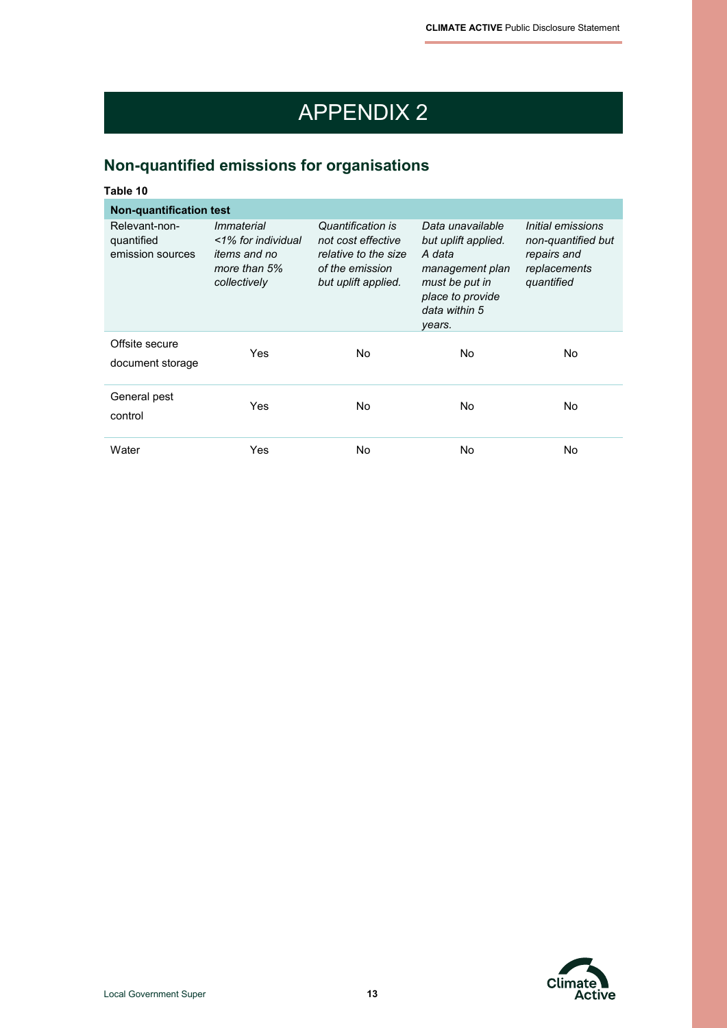# APPENDIX 2

## Non-quantified emissions for organisations

**Table 10**

| **Non-quantification test** | | | | |
|---|---|---|---|---|
| Relevant-non-quantified emission sources | *Immaterial <1% for individual items and no more than 5% collectively* | *Quantification is not cost effective relative to the size of the emission but uplift applied.* | *Data unavailable but uplift applied. A data management plan must be put in place to provide data within 5 years.* | *Initial emissions non-quantified but repairs and replacements quantified* |
| Offsite secure document storage | Yes | No | No | No |
| General pest control | Yes | No | No | No |
| Water | Yes | No | No | No |